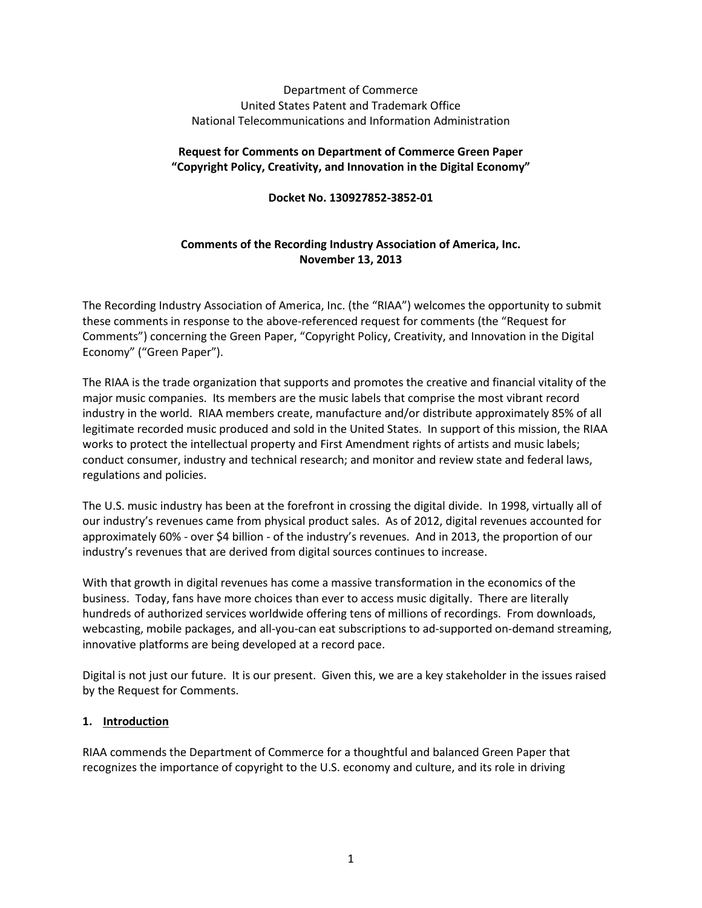Department of Commerce
United States Patent and Trademark Office
National Telecommunications and Information Administration

**Request for Comments on Department of Commerce Green Paper**
**"Copyright Policy, Creativity, and Innovation in the Digital Economy"**

**Docket No. 130927852-3852-01**

**Comments of the Recording Industry Association of America, Inc.**
**November 13, 2013**

The Recording Industry Association of America, Inc. (the "RIAA") welcomes the opportunity to submit these comments in response to the above-referenced request for comments (the "Request for Comments") concerning the Green Paper, "Copyright Policy, Creativity, and Innovation in the Digital Economy" ("Green Paper").

The RIAA is the trade organization that supports and promotes the creative and financial vitality of the major music companies. Its members are the music labels that comprise the most vibrant record industry in the world. RIAA members create, manufacture and/or distribute approximately 85% of all legitimate recorded music produced and sold in the United States. In support of this mission, the RIAA works to protect the intellectual property and First Amendment rights of artists and music labels; conduct consumer, industry and technical research; and monitor and review state and federal laws, regulations and policies.

The U.S. music industry has been at the forefront in crossing the digital divide. In 1998, virtually all of our industry's revenues came from physical product sales. As of 2012, digital revenues accounted for approximately 60% - over $4 billion - of the industry's revenues. And in 2013, the proportion of our industry's revenues that are derived from digital sources continues to increase.

With that growth in digital revenues has come a massive transformation in the economics of the business. Today, fans have more choices than ever to access music digitally. There are literally hundreds of authorized services worldwide offering tens of millions of recordings. From downloads, webcasting, mobile packages, and all-you-can eat subscriptions to ad-supported on-demand streaming, innovative platforms are being developed at a record pace.

Digital is not just our future. It is our present. Given this, we are a key stakeholder in the issues raised by the Request for Comments.

## 1. Introduction

RIAA commends the Department of Commerce for a thoughtful and balanced Green Paper that recognizes the importance of copyright to the U.S. economy and culture, and its role in driving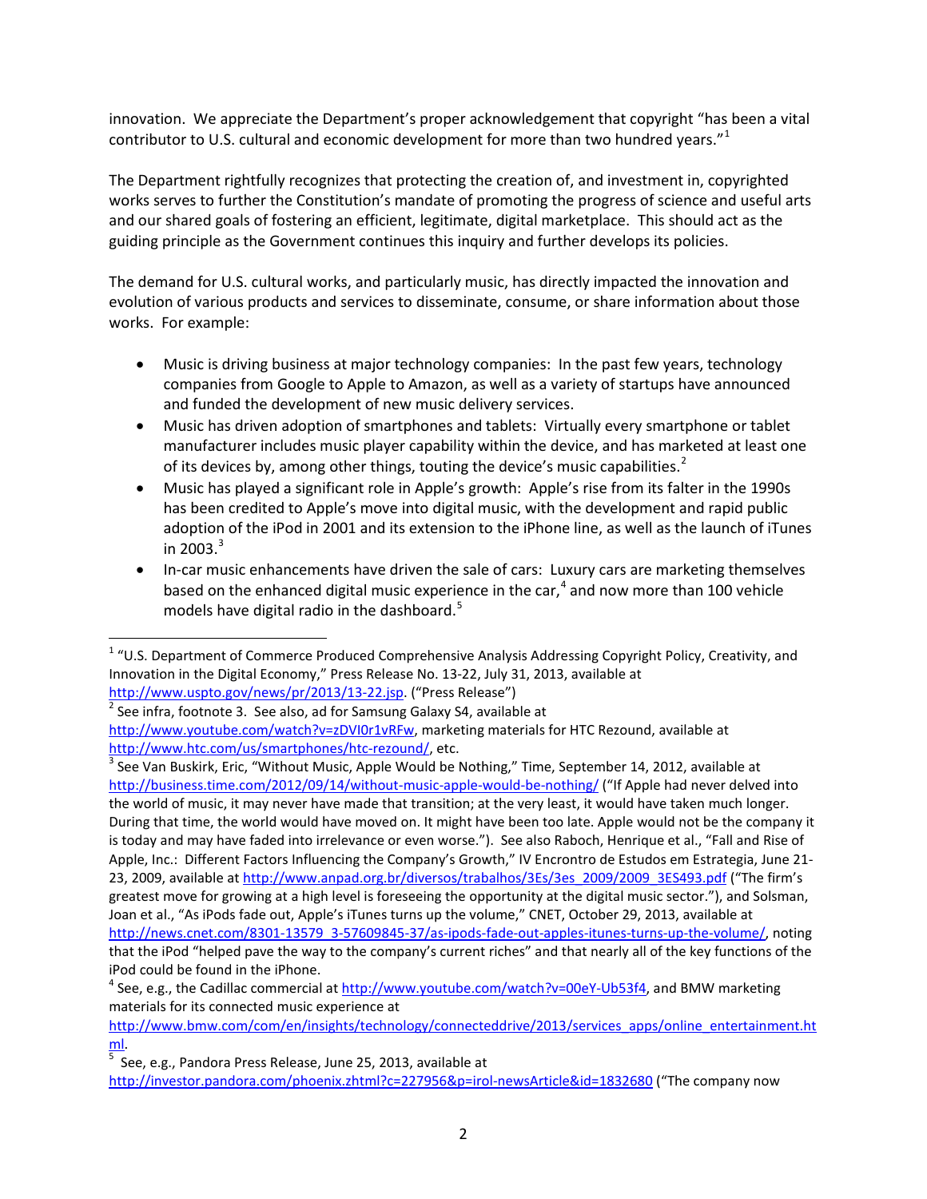innovation. We appreciate the Department's proper acknowledgement that copyright "has been a vital contributor to U.S. cultural and economic development for more than two hundred years."[1]

The Department rightfully recognizes that protecting the creation of, and investment in, copyrighted works serves to further the Constitution's mandate of promoting the progress of science and useful arts and our shared goals of fostering an efficient, legitimate, digital marketplace. This should act as the guiding principle as the Government continues this inquiry and further develops its policies.

The demand for U.S. cultural works, and particularly music, has directly impacted the innovation and evolution of various products and services to disseminate, consume, or share information about those works. For example:

- Music is driving business at major technology companies: In the past few years, technology companies from Google to Apple to Amazon, as well as a variety of startups have announced and funded the development of new music delivery services.
- Music has driven adoption of smartphones and tablets: Virtually every smartphone or tablet manufacturer includes music player capability within the device, and has marketed at least one of its devices by, among other things, touting the device's music capabilities.[2]
- Music has played a significant role in Apple's growth: Apple's rise from its falter in the 1990s has been credited to Apple's move into digital music, with the development and rapid public adoption of the iPod in 2001 and its extension to the iPhone line, as well as the launch of iTunes in 2003.[3]
- In-car music enhancements have driven the sale of cars: Luxury cars are marketing themselves based on the enhanced digital music experience in the car,[4] and now more than 100 vehicle models have digital radio in the dashboard.[5]

---

[1] "U.S. Department of Commerce Produced Comprehensive Analysis Addressing Copyright Policy, Creativity, and Innovation in the Digital Economy," Press Release No. 13-22, July 31, 2013, available at http://www.uspto.gov/news/pr/2013/13-22.jsp. ("Press Release")

[2] See infra, footnote 3. See also, ad for Samsung Galaxy S4, available at http://www.youtube.com/watch?v=zDVI0r1vRFw, marketing materials for HTC Rezound, available at http://www.htc.com/us/smartphones/htc-rezound/, etc.

[3] See Van Buskirk, Eric, "Without Music, Apple Would be Nothing," Time, September 14, 2012, available at http://business.time.com/2012/09/14/without-music-apple-would-be-nothing/ ("If Apple had never delved into the world of music, it may never have made that transition; at the very least, it would have taken much longer. During that time, the world would have moved on. It might have been too late. Apple would not be the company it is today and may have faded into irrelevance or even worse."). See also Raboch, Henrique et al., "Fall and Rise of Apple, Inc.: Different Factors Influencing the Company's Growth," IV Encrontro de Estudos em Estrategia, June 21-23, 2009, available at http://www.anpad.org.br/diversos/trabalhos/3Es/3es_2009/2009_3ES493.pdf ("The firm's greatest move for growing at a high level is foreseeing the opportunity at the digital music sector."), and Solsman, Joan et al., "As iPods fade out, Apple's iTunes turns up the volume," CNET, October 29, 2013, available at http://news.cnet.com/8301-13579_3-57609845-37/as-ipods-fade-out-apples-itunes-turns-up-the-volume/, noting that the iPod "helped pave the way to the company's current riches" and that nearly all of the key functions of the iPod could be found in the iPhone.

[4] See, e.g., the Cadillac commercial at http://www.youtube.com/watch?v=00eY-Ub53f4, and BMW marketing materials for its connected music experience at http://www.bmw.com/com/en/insights/technology/connecteddrive/2013/services_apps/online_entertainment.html.

[5] See, e.g., Pandora Press Release, June 25, 2013, available at http://investor.pandora.com/phoenix.zhtml?c=227956&p=irol-newsArticle&id=1832680 ("The company now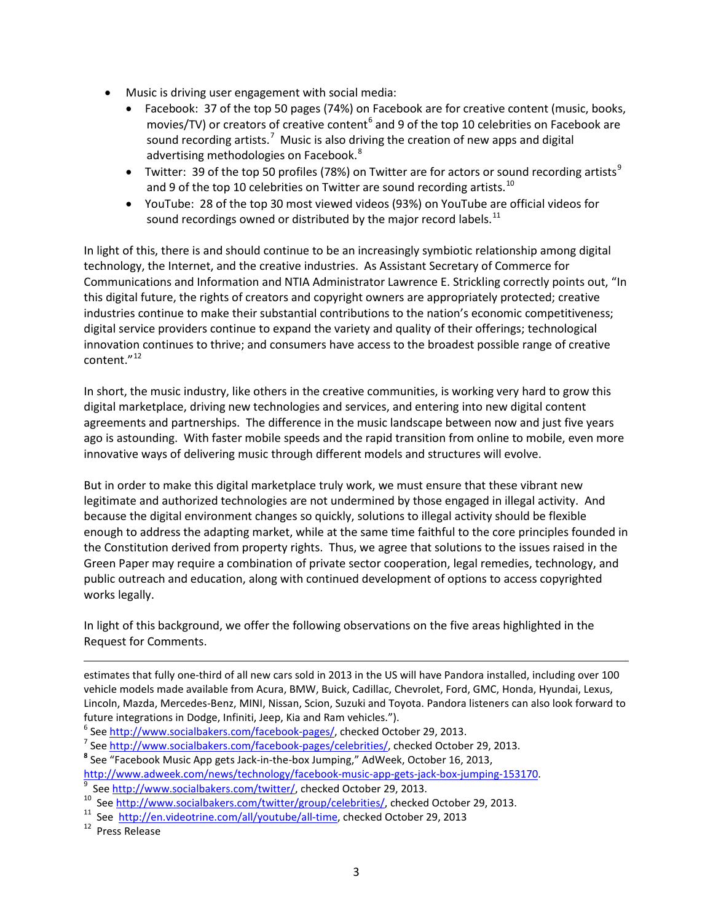- Music is driving user engagement with social media:
  - Facebook: 37 of the top 50 pages (74%) on Facebook are for creative content (music, books, movies/TV) or creators of creative content[6] and 9 of the top 10 celebrities on Facebook are sound recording artists.[7] Music is also driving the creation of new apps and digital advertising methodologies on Facebook.[8]
  - Twitter: 39 of the top 50 profiles (78%) on Twitter are for actors or sound recording artists[9] and 9 of the top 10 celebrities on Twitter are sound recording artists.[10]
  - YouTube: 28 of the top 30 most viewed videos (93%) on YouTube are official videos for sound recordings owned or distributed by the major record labels.[11]

In light of this, there is and should continue to be an increasingly symbiotic relationship among digital technology, the Internet, and the creative industries. As Assistant Secretary of Commerce for Communications and Information and NTIA Administrator Lawrence E. Strickling correctly points out, "In this digital future, the rights of creators and copyright owners are appropriately protected; creative industries continue to make their substantial contributions to the nation's economic competitiveness; digital service providers continue to expand the variety and quality of their offerings; technological innovation continues to thrive; and consumers have access to the broadest possible range of creative content."[12]

In short, the music industry, like others in the creative communities, is working very hard to grow this digital marketplace, driving new technologies and services, and entering into new digital content agreements and partnerships. The difference in the music landscape between now and just five years ago is astounding. With faster mobile speeds and the rapid transition from online to mobile, even more innovative ways of delivering music through different models and structures will evolve.

But in order to make this digital marketplace truly work, we must ensure that these vibrant new legitimate and authorized technologies are not undermined by those engaged in illegal activity. And because the digital environment changes so quickly, solutions to illegal activity should be flexible enough to address the adapting market, while at the same time faithful to the core principles founded in the Constitution derived from property rights. Thus, we agree that solutions to the issues raised in the Green Paper may require a combination of private sector cooperation, legal remedies, technology, and public outreach and education, along with continued development of options to access copyrighted works legally.

In light of this background, we offer the following observations on the five areas highlighted in the Request for Comments.

---

estimates that fully one-third of all new cars sold in 2013 in the US will have Pandora installed, including over 100 vehicle models made available from Acura, BMW, Buick, Cadillac, Chevrolet, Ford, GMC, Honda, Hyundai, Lexus, Lincoln, Mazda, Mercedes-Benz, MINI, Nissan, Scion, Suzuki and Toyota. Pandora listeners can also look forward to future integrations in Dodge, Infiniti, Jeep, Kia and Ram vehicles.").

[6] See http://www.socialbakers.com/facebook-pages/, checked October 29, 2013.

[7] See http://www.socialbakers.com/facebook-pages/celebrities/, checked October 29, 2013.

[8] See "Facebook Music App gets Jack-in-the-box Jumping," AdWeek, October 16, 2013, http://www.adweek.com/news/technology/facebook-music-app-gets-jack-box-jumping-153170.

[9] See http://www.socialbakers.com/twitter/, checked October 29, 2013.

[10] See http://www.socialbakers.com/twitter/group/celebrities/, checked October 29, 2013.

[11] See http://en.videotrine.com/all/youtube/all-time, checked October 29, 2013

[12] Press Release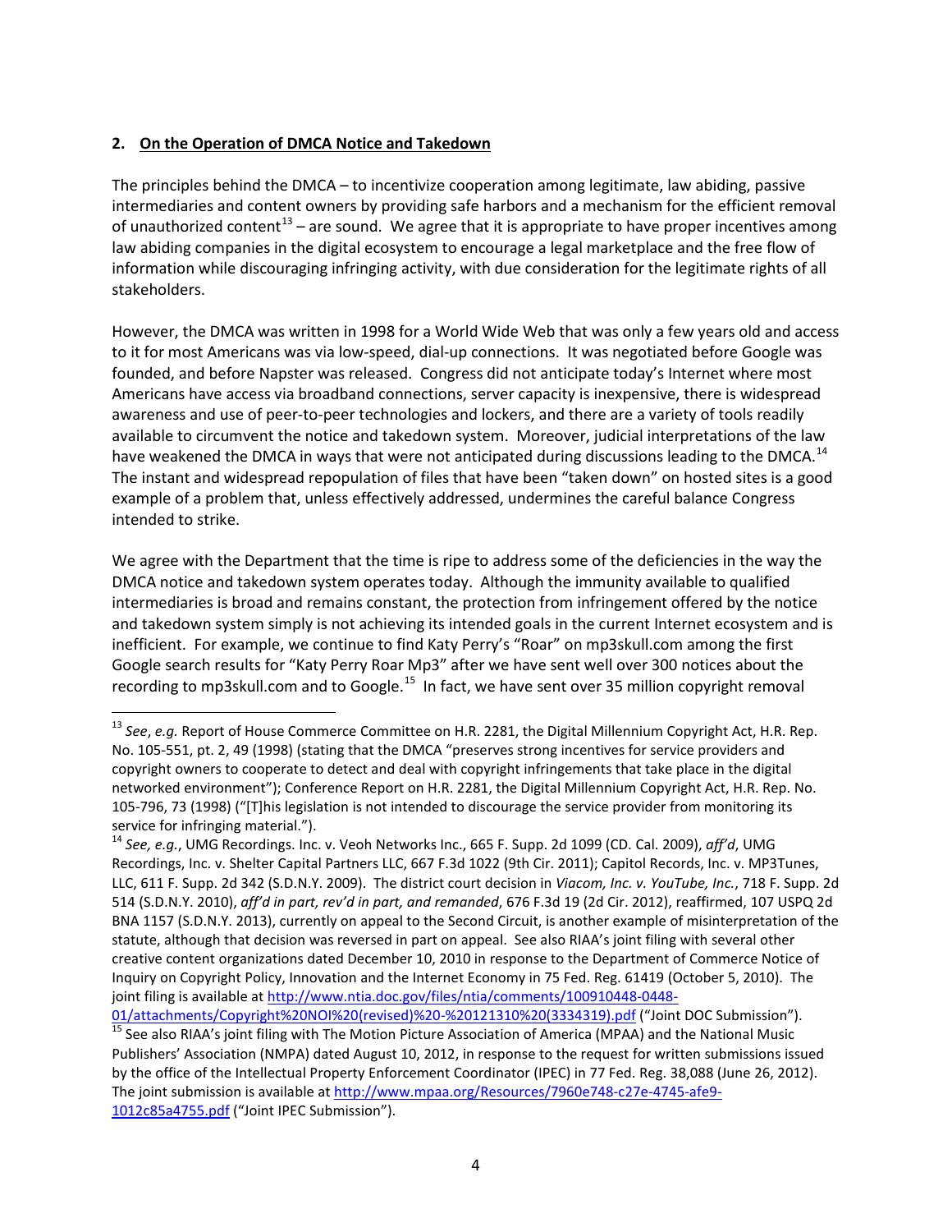## 2. On the Operation of DMCA Notice and Takedown

The principles behind the DMCA – to incentivize cooperation among legitimate, law abiding, passive intermediaries and content owners by providing safe harbors and a mechanism for the efficient removal of unauthorized content[13] – are sound. We agree that it is appropriate to have proper incentives among law abiding companies in the digital ecosystem to encourage a legal marketplace and the free flow of information while discouraging infringing activity, with due consideration for the legitimate rights of all stakeholders.

However, the DMCA was written in 1998 for a World Wide Web that was only a few years old and access to it for most Americans was via low-speed, dial-up connections. It was negotiated before Google was founded, and before Napster was released. Congress did not anticipate today's Internet where most Americans have access via broadband connections, server capacity is inexpensive, there is widespread awareness and use of peer-to-peer technologies and lockers, and there are a variety of tools readily available to circumvent the notice and takedown system. Moreover, judicial interpretations of the law have weakened the DMCA in ways that were not anticipated during discussions leading to the DMCA.[14] The instant and widespread repopulation of files that have been "taken down" on hosted sites is a good example of a problem that, unless effectively addressed, undermines the careful balance Congress intended to strike.

We agree with the Department that the time is ripe to address some of the deficiencies in the way the DMCA notice and takedown system operates today. Although the immunity available to qualified intermediaries is broad and remains constant, the protection from infringement offered by the notice and takedown system simply is not achieving its intended goals in the current Internet ecosystem and is inefficient. For example, we continue to find Katy Perry's "Roar" on mp3skull.com among the first Google search results for "Katy Perry Roar Mp3" after we have sent well over 300 notices about the recording to mp3skull.com and to Google.[15] In fact, we have sent over 35 million copyright removal

---

[13] *See*, *e.g.* Report of House Commerce Committee on H.R. 2281, the Digital Millennium Copyright Act, H.R. Rep. No. 105-551, pt. 2, 49 (1998) (stating that the DMCA "preserves strong incentives for service providers and copyright owners to cooperate to detect and deal with copyright infringements that take place in the digital networked environment"); Conference Report on H.R. 2281, the Digital Millennium Copyright Act, H.R. Rep. No. 105-796, 73 (1998) ("[T]his legislation is not intended to discourage the service provider from monitoring its service for infringing material.").

[14] *See, e.g.*, UMG Recordings. Inc. v. Veoh Networks Inc., 665 F. Supp. 2d 1099 (CD. Cal. 2009), *aff'd*, UMG Recordings, Inc. v. Shelter Capital Partners LLC, 667 F.3d 1022 (9th Cir. 2011); Capitol Records, Inc. v. MP3Tunes, LLC, 611 F. Supp. 2d 342 (S.D.N.Y. 2009). The district court decision in *Viacom, Inc. v. YouTube, Inc.*, 718 F. Supp. 2d 514 (S.D.N.Y. 2010), *aff'd in part, rev'd in part, and remanded*, 676 F.3d 19 (2d Cir. 2012), reaffirmed, 107 USPQ 2d BNA 1157 (S.D.N.Y. 2013), currently on appeal to the Second Circuit, is another example of misinterpretation of the statute, although that decision was reversed in part on appeal. See also RIAA's joint filing with several other creative content organizations dated December 10, 2010 in response to the Department of Commerce Notice of Inquiry on Copyright Policy, Innovation and the Internet Economy in 75 Fed. Reg. 61419 (October 5, 2010). The joint filing is available at [http://www.ntia.doc.gov/files/ntia/comments/100910448-0448-01/attachments/Copyright%20NOI%20(revised)%20-%20121310%20(3334319).pdf](http://www.ntia.doc.gov/files/ntia/comments/100910448-0448-01/attachments/Copyright%20NOI%20(revised)%20-%20121310%20(3334319).pdf) ("Joint DOC Submission").

[15] See also RIAA's joint filing with The Motion Picture Association of America (MPAA) and the National Music Publishers' Association (NMPA) dated August 10, 2012, in response to the request for written submissions issued by the office of the Intellectual Property Enforcement Coordinator (IPEC) in 77 Fed. Reg. 38,088 (June 26, 2012). The joint submission is available at [http://www.mpaa.org/Resources/7960e748-c27e-4745-afe9-1012c85a4755.pdf](http://www.mpaa.org/Resources/7960e748-c27e-4745-afe9-1012c85a4755.pdf) ("Joint IPEC Submission").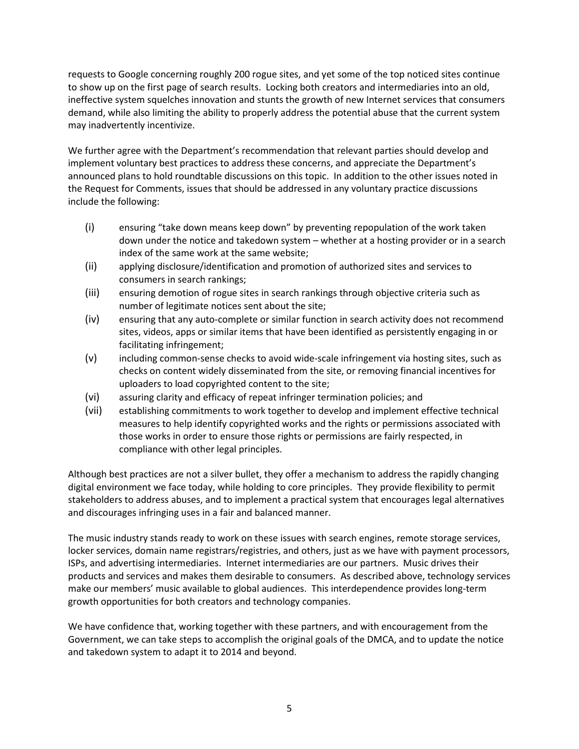requests to Google concerning roughly 200 rogue sites, and yet some of the top noticed sites continue to show up on the first page of search results. Locking both creators and intermediaries into an old, ineffective system squelches innovation and stunts the growth of new Internet services that consumers demand, while also limiting the ability to properly address the potential abuse that the current system may inadvertently incentivize.

We further agree with the Department's recommendation that relevant parties should develop and implement voluntary best practices to address these concerns, and appreciate the Department's announced plans to hold roundtable discussions on this topic. In addition to the other issues noted in the Request for Comments, issues that should be addressed in any voluntary practice discussions include the following:

(i) ensuring "take down means keep down" by preventing repopulation of the work taken down under the notice and takedown system – whether at a hosting provider or in a search index of the same work at the same website;

(ii) applying disclosure/identification and promotion of authorized sites and services to consumers in search rankings;

(iii) ensuring demotion of rogue sites in search rankings through objective criteria such as number of legitimate notices sent about the site;

(iv) ensuring that any auto-complete or similar function in search activity does not recommend sites, videos, apps or similar items that have been identified as persistently engaging in or facilitating infringement;

(v) including common-sense checks to avoid wide-scale infringement via hosting sites, such as checks on content widely disseminated from the site, or removing financial incentives for uploaders to load copyrighted content to the site;

(vi) assuring clarity and efficacy of repeat infringer termination policies; and

(vii) establishing commitments to work together to develop and implement effective technical measures to help identify copyrighted works and the rights or permissions associated with those works in order to ensure those rights or permissions are fairly respected, in compliance with other legal principles.

Although best practices are not a silver bullet, they offer a mechanism to address the rapidly changing digital environment we face today, while holding to core principles. They provide flexibility to permit stakeholders to address abuses, and to implement a practical system that encourages legal alternatives and discourages infringing uses in a fair and balanced manner.

The music industry stands ready to work on these issues with search engines, remote storage services, locker services, domain name registrars/registries, and others, just as we have with payment processors, ISPs, and advertising intermediaries. Internet intermediaries are our partners. Music drives their products and services and makes them desirable to consumers. As described above, technology services make our members' music available to global audiences. This interdependence provides long-term growth opportunities for both creators and technology companies.

We have confidence that, working together with these partners, and with encouragement from the Government, we can take steps to accomplish the original goals of the DMCA, and to update the notice and takedown system to adapt it to 2014 and beyond.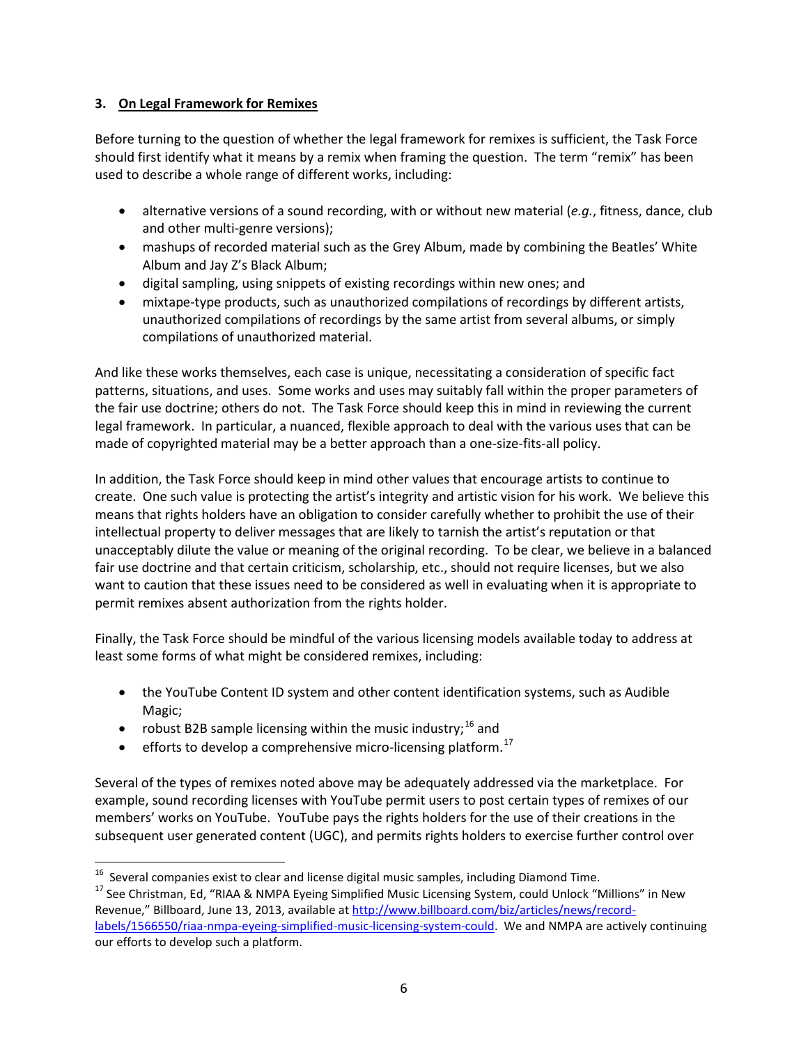### 3. <u>On Legal Framework for Remixes</u>

Before turning to the question of whether the legal framework for remixes is sufficient, the Task Force should first identify what it means by a remix when framing the question. The term "remix" has been used to describe a whole range of different works, including:

- alternative versions of a sound recording, with or without new material (*e.g.*, fitness, dance, club and other multi-genre versions);
- mashups of recorded material such as the Grey Album, made by combining the Beatles' White Album and Jay Z's Black Album;
- digital sampling, using snippets of existing recordings within new ones; and
- mixtape-type products, such as unauthorized compilations of recordings by different artists, unauthorized compilations of recordings by the same artist from several albums, or simply compilations of unauthorized material.

And like these works themselves, each case is unique, necessitating a consideration of specific fact patterns, situations, and uses. Some works and uses may suitably fall within the proper parameters of the fair use doctrine; others do not. The Task Force should keep this in mind in reviewing the current legal framework. In particular, a nuanced, flexible approach to deal with the various uses that can be made of copyrighted material may be a better approach than a one-size-fits-all policy.

In addition, the Task Force should keep in mind other values that encourage artists to continue to create. One such value is protecting the artist's integrity and artistic vision for his work. We believe this means that rights holders have an obligation to consider carefully whether to prohibit the use of their intellectual property to deliver messages that are likely to tarnish the artist's reputation or that unacceptably dilute the value or meaning of the original recording. To be clear, we believe in a balanced fair use doctrine and that certain criticism, scholarship, etc., should not require licenses, but we also want to caution that these issues need to be considered as well in evaluating when it is appropriate to permit remixes absent authorization from the rights holder.

Finally, the Task Force should be mindful of the various licensing models available today to address at least some forms of what might be considered remixes, including:

- the YouTube Content ID system and other content identification systems, such as Audible Magic;
- robust B2B sample licensing within the music industry;[16] and
- efforts to develop a comprehensive micro-licensing platform.[17]

Several of the types of remixes noted above may be adequately addressed via the marketplace. For example, sound recording licenses with YouTube permit users to post certain types of remixes of our members' works on YouTube. YouTube pays the rights holders for the use of their creations in the subsequent user generated content (UGC), and permits rights holders to exercise further control over

---

[16] Several companies exist to clear and license digital music samples, including Diamond Time.

[17] See Christman, Ed, "RIAA & NMPA Eyeing Simplified Music Licensing System, could Unlock "Millions" in New Revenue," Billboard, June 13, 2013, available at [http://www.billboard.com/biz/articles/news/record-labels/1566550/riaa-nmpa-eyeing-simplified-music-licensing-system-could](http://www.billboard.com/biz/articles/news/record-labels/1566550/riaa-nmpa-eyeing-simplified-music-licensing-system-could). We and NMPA are actively continuing our efforts to develop such a platform.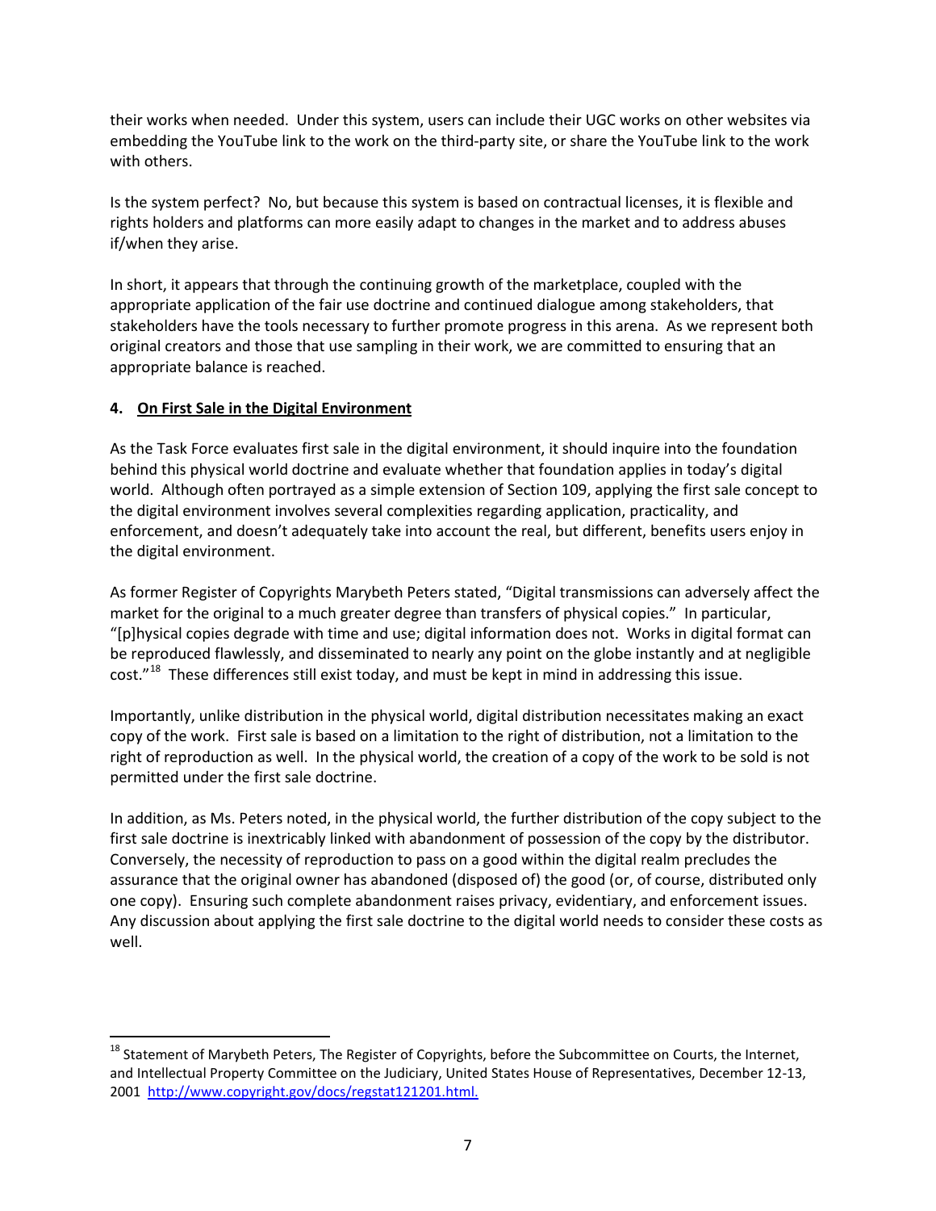their works when needed. Under this system, users can include their UGC works on other websites via embedding the YouTube link to the work on the third-party site, or share the YouTube link to the work with others.

Is the system perfect? No, but because this system is based on contractual licenses, it is flexible and rights holders and platforms can more easily adapt to changes in the market and to address abuses if/when they arise.

In short, it appears that through the continuing growth of the marketplace, coupled with the appropriate application of the fair use doctrine and continued dialogue among stakeholders, that stakeholders have the tools necessary to further promote progress in this arena. As we represent both original creators and those that use sampling in their work, we are committed to ensuring that an appropriate balance is reached.

**4. <u>On First Sale in the Digital Environment</u>**

As the Task Force evaluates first sale in the digital environment, it should inquire into the foundation behind this physical world doctrine and evaluate whether that foundation applies in today's digital world. Although often portrayed as a simple extension of Section 109, applying the first sale concept to the digital environment involves several complexities regarding application, practicality, and enforcement, and doesn't adequately take into account the real, but different, benefits users enjoy in the digital environment.

As former Register of Copyrights Marybeth Peters stated, "Digital transmissions can adversely affect the market for the original to a much greater degree than transfers of physical copies." In particular, "[p]hysical copies degrade with time and use; digital information does not. Works in digital format can be reproduced flawlessly, and disseminated to nearly any point on the globe instantly and at negligible cost."[18] These differences still exist today, and must be kept in mind in addressing this issue.

Importantly, unlike distribution in the physical world, digital distribution necessitates making an exact copy of the work. First sale is based on a limitation to the right of distribution, not a limitation to the right of reproduction as well. In the physical world, the creation of a copy of the work to be sold is not permitted under the first sale doctrine.

In addition, as Ms. Peters noted, in the physical world, the further distribution of the copy subject to the first sale doctrine is inextricably linked with abandonment of possession of the copy by the distributor. Conversely, the necessity of reproduction to pass on a good within the digital realm precludes the assurance that the original owner has abandoned (disposed of) the good (or, of course, distributed only one copy). Ensuring such complete abandonment raises privacy, evidentiary, and enforcement issues. Any discussion about applying the first sale doctrine to the digital world needs to consider these costs as well.

---

[18] Statement of Marybeth Peters, The Register of Copyrights, before the Subcommittee on Courts, the Internet, and Intellectual Property Committee on the Judiciary, United States House of Representatives, December 12-13, 2001 http://www.copyright.gov/docs/regstat121201.html.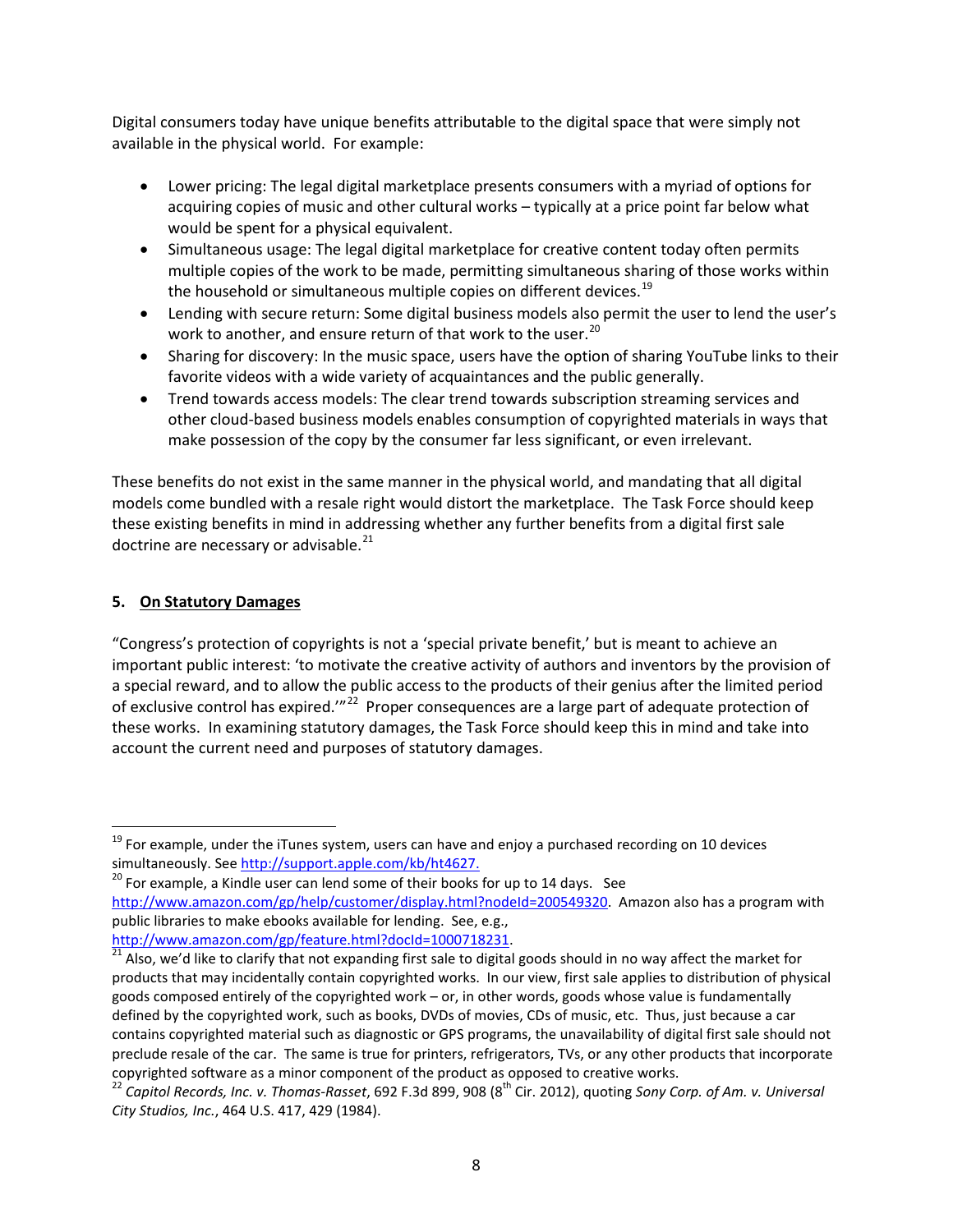Digital consumers today have unique benefits attributable to the digital space that were simply not available in the physical world. For example:

- Lower pricing: The legal digital marketplace presents consumers with a myriad of options for acquiring copies of music and other cultural works – typically at a price point far below what would be spent for a physical equivalent.
- Simultaneous usage: The legal digital marketplace for creative content today often permits multiple copies of the work to be made, permitting simultaneous sharing of those works within the household or simultaneous multiple copies on different devices.[19]
- Lending with secure return: Some digital business models also permit the user to lend the user's work to another, and ensure return of that work to the user.[20]
- Sharing for discovery: In the music space, users have the option of sharing YouTube links to their favorite videos with a wide variety of acquaintances and the public generally.
- Trend towards access models: The clear trend towards subscription streaming services and other cloud-based business models enables consumption of copyrighted materials in ways that make possession of the copy by the consumer far less significant, or even irrelevant.

These benefits do not exist in the same manner in the physical world, and mandating that all digital models come bundled with a resale right would distort the marketplace. The Task Force should keep these existing benefits in mind in addressing whether any further benefits from a digital first sale doctrine are necessary or advisable.[21]

**5. On Statutory Damages**

"Congress's protection of copyrights is not a 'special private benefit,' but is meant to achieve an important public interest: 'to motivate the creative activity of authors and inventors by the provision of a special reward, and to allow the public access to the products of their genius after the limited period of exclusive control has expired.'"[22] Proper consequences are a large part of adequate protection of these works. In examining statutory damages, the Task Force should keep this in mind and take into account the current need and purposes of statutory damages.

---

[19] For example, under the iTunes system, users can have and enjoy a purchased recording on 10 devices simultaneously. See http://support.apple.com/kb/ht4627.

[20] For example, a Kindle user can lend some of their books for up to 14 days. See http://www.amazon.com/gp/help/customer/display.html?nodeId=200549320. Amazon also has a program with public libraries to make ebooks available for lending. See, e.g., http://www.amazon.com/gp/feature.html?docId=1000718231.

[21] Also, we'd like to clarify that not expanding first sale to digital goods should in no way affect the market for products that may incidentally contain copyrighted works. In our view, first sale applies to distribution of physical goods composed entirely of the copyrighted work – or, in other words, goods whose value is fundamentally defined by the copyrighted work, such as books, DVDs of movies, CDs of music, etc. Thus, just because a car contains copyrighted material such as diagnostic or GPS programs, the unavailability of digital first sale should not preclude resale of the car. The same is true for printers, refrigerators, TVs, or any other products that incorporate copyrighted software as a minor component of the product as opposed to creative works.

[22] *Capitol Records, Inc. v. Thomas-Rasset*, 692 F.3d 899, 908 (8th Cir. 2012), quoting *Sony Corp. of Am. v. Universal City Studios, Inc.*, 464 U.S. 417, 429 (1984).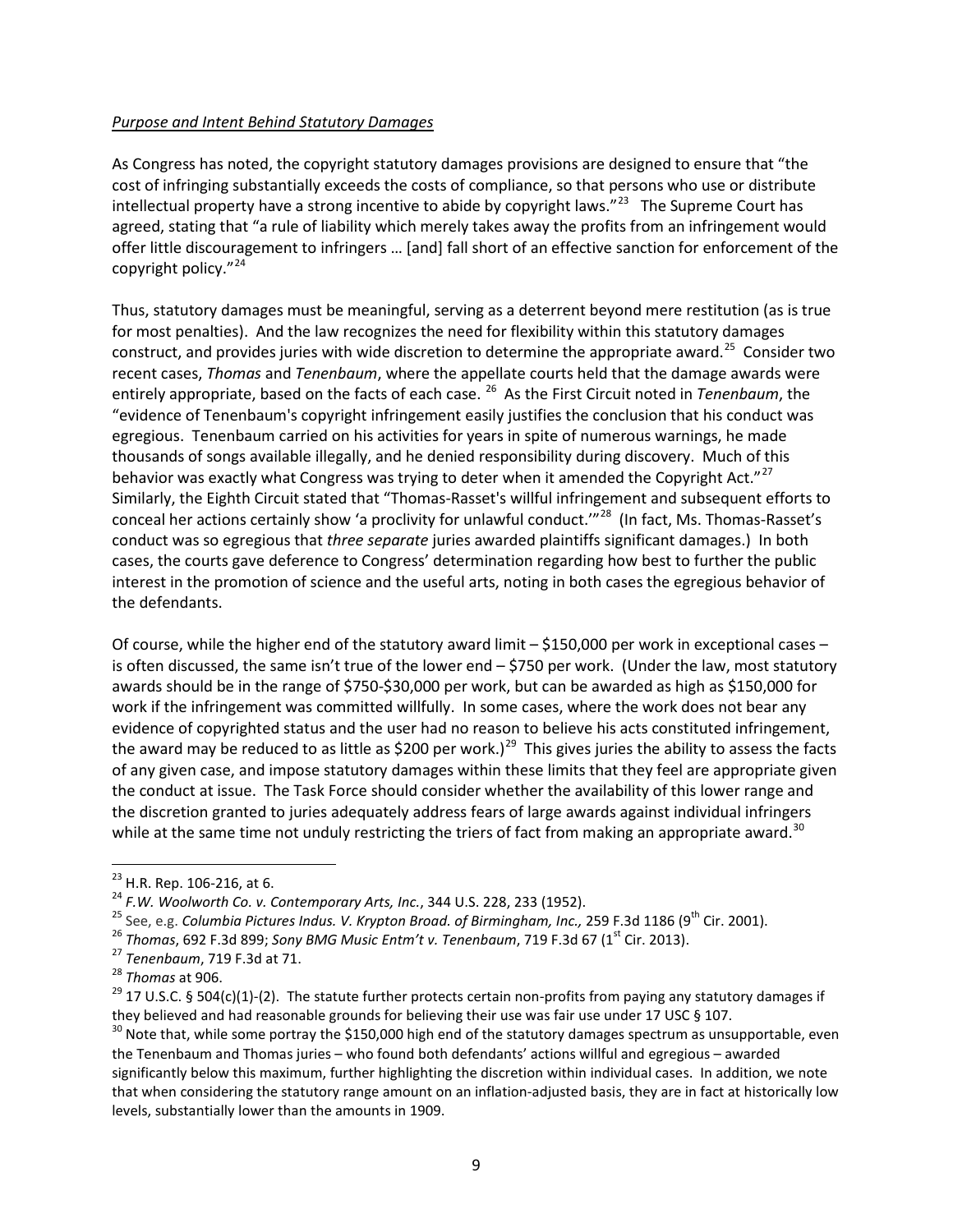*Purpose and Intent Behind Statutory Damages*

As Congress has noted, the copyright statutory damages provisions are designed to ensure that "the cost of infringing substantially exceeds the costs of compliance, so that persons who use or distribute intellectual property have a strong incentive to abide by copyright laws."[23] The Supreme Court has agreed, stating that "a rule of liability which merely takes away the profits from an infringement would offer little discouragement to infringers … [and] fall short of an effective sanction for enforcement of the copyright policy."[24]

Thus, statutory damages must be meaningful, serving as a deterrent beyond mere restitution (as is true for most penalties). And the law recognizes the need for flexibility within this statutory damages construct, and provides juries with wide discretion to determine the appropriate award.[25] Consider two recent cases, *Thomas* and *Tenenbaum*, where the appellate courts held that the damage awards were entirely appropriate, based on the facts of each case.[26] As the First Circuit noted in *Tenenbaum*, the "evidence of Tenenbaum's copyright infringement easily justifies the conclusion that his conduct was egregious. Tenenbaum carried on his activities for years in spite of numerous warnings, he made thousands of songs available illegally, and he denied responsibility during discovery. Much of this behavior was exactly what Congress was trying to deter when it amended the Copyright Act."[27] Similarly, the Eighth Circuit stated that "Thomas-Rasset's willful infringement and subsequent efforts to conceal her actions certainly show 'a proclivity for unlawful conduct.'"[28] (In fact, Ms. Thomas-Rasset's conduct was so egregious that *three separate* juries awarded plaintiffs significant damages.) In both cases, the courts gave deference to Congress' determination regarding how best to further the public interest in the promotion of science and the useful arts, noting in both cases the egregious behavior of the defendants.

Of course, while the higher end of the statutory award limit – $150,000 per work in exceptional cases – is often discussed, the same isn't true of the lower end – $750 per work. (Under the law, most statutory awards should be in the range of $750-$30,000 per work, but can be awarded as high as $150,000 for work if the infringement was committed willfully. In some cases, where the work does not bear any evidence of copyrighted status and the user had no reason to believe his acts constituted infringement, the award may be reduced to as little as $200 per work.)[29] This gives juries the ability to assess the facts of any given case, and impose statutory damages within these limits that they feel are appropriate given the conduct at issue. The Task Force should consider whether the availability of this lower range and the discretion granted to juries adequately address fears of large awards against individual infringers while at the same time not unduly restricting the triers of fact from making an appropriate award.[30]

---

[23] H.R. Rep. 106-216, at 6.

[24] *F.W. Woolworth Co. v. Contemporary Arts, Inc.*, 344 U.S. 228, 233 (1952).

[25] See, e.g. *Columbia Pictures Indus. V. Krypton Broad. of Birmingham, Inc.,* 259 F.3d 1186 (9th Cir. 2001).

[26] *Thomas*, 692 F.3d 899; *Sony BMG Music Entm't v. Tenenbaum*, 719 F.3d 67 (1st Cir. 2013).

[27] *Tenenbaum*, 719 F.3d at 71.

[28] *Thomas* at 906.

[29] 17 U.S.C. § 504(c)(1)-(2). The statute further protects certain non-profits from paying any statutory damages if they believed and had reasonable grounds for believing their use was fair use under 17 USC § 107.

[30] Note that, while some portray the $150,000 high end of the statutory damages spectrum as unsupportable, even the Tenenbaum and Thomas juries – who found both defendants' actions willful and egregious – awarded significantly below this maximum, further highlighting the discretion within individual cases. In addition, we note that when considering the statutory range amount on an inflation-adjusted basis, they are in fact at historically low levels, substantially lower than the amounts in 1909.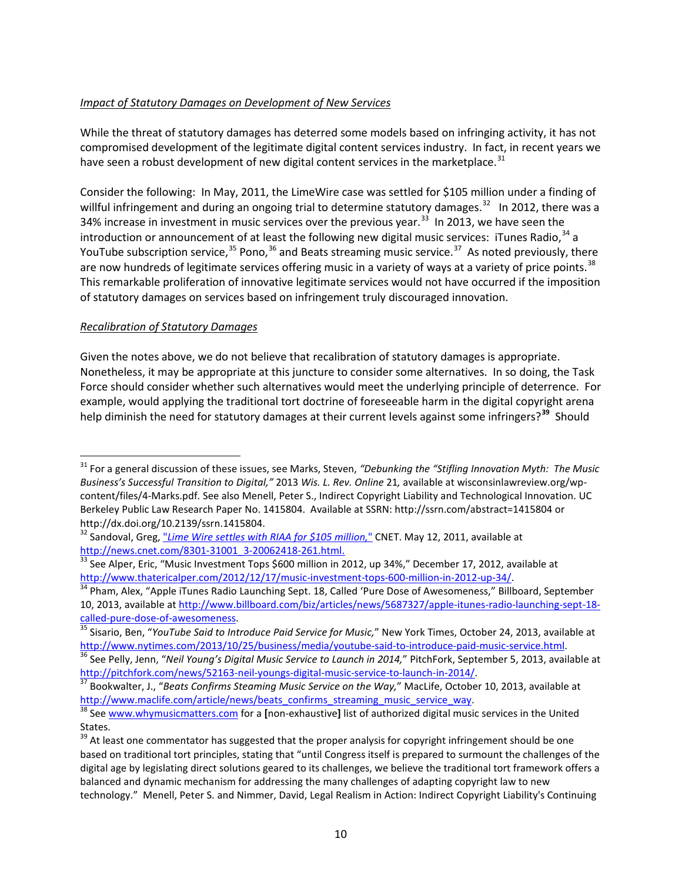*Impact of Statutory Damages on Development of New Services*

While the threat of statutory damages has deterred some models based on infringing activity, it has not compromised development of the legitimate digital content services industry. In fact, in recent years we have seen a robust development of new digital content services in the marketplace.[31]

Consider the following: In May, 2011, the LimeWire case was settled for $105 million under a finding of willful infringement and during an ongoing trial to determine statutory damages.[32] In 2012, there was a 34% increase in investment in music services over the previous year.[33] In 2013, we have seen the introduction or announcement of at least the following new digital music services: iTunes Radio,[34] a YouTube subscription service,[35] Pono,[36] and Beats streaming music service.[37] As noted previously, there are now hundreds of legitimate services offering music in a variety of ways at a variety of price points.[38] This remarkable proliferation of innovative legitimate services would not have occurred if the imposition of statutory damages on services based on infringement truly discouraged innovation.

*Recalibration of Statutory Damages*

Given the notes above, we do not believe that recalibration of statutory damages is appropriate. Nonetheless, it may be appropriate at this juncture to consider some alternatives. In so doing, the Task Force should consider whether such alternatives would meet the underlying principle of deterrence. For example, would applying the traditional tort doctrine of foreseeable harm in the digital copyright arena help diminish the need for statutory damages at their current levels against some infringers?**[39]** Should

---

[31] For a general discussion of these issues, see Marks, Steven, *"Debunking the "Stifling Innovation Myth: The Music Business's Successful Transition to Digital,"* 2013 *Wis. L. Rev. Online* 21*,* available at wisconsinlawreview.org/wp-content/files/4-Marks.pdf. See also Menell, Peter S., Indirect Copyright Liability and Technological Innovation. UC Berkeley Public Law Research Paper No. 1415804. Available at SSRN: http://ssrn.com/abstract=1415804 or http://dx.doi.org/10.2139/ssrn.1415804.

[32] Sandoval, Greg, *"Lime Wire settles with RIAA for $105 million,"* CNET. May 12, 2011, available at http://news.cnet.com/8301-31001_3-20062418-261.html.

[33] See Alper, Eric, "Music Investment Tops $600 million in 2012, up 34%," December 17, 2012, available at http://www.thatericalper.com/2012/12/17/music-investment-tops-600-million-in-2012-up-34/.

[34] Pham, Alex, "Apple iTunes Radio Launching Sept. 18, Called 'Pure Dose of Awesomeness," Billboard, September 10, 2013, available at http://www.billboard.com/biz/articles/news/5687327/apple-itunes-radio-launching-sept-18-called-pure-dose-of-awesomeness.

[35] Sisario, Ben, "*YouTube Said to Introduce Paid Service for Music,*" New York Times, October 24, 2013, available at http://www.nytimes.com/2013/10/25/business/media/youtube-said-to-introduce-paid-music-service.html.

[36] See Pelly, Jenn, "*Neil Young's Digital Music Service to Launch in 2014,*" PitchFork, September 5, 2013, available at http://pitchfork.com/news/52163-neil-youngs-digital-music-service-to-launch-in-2014/.

[37] Bookwalter, J., "*Beats Confirms Steaming Music Service on the Way,*" MacLife, October 10, 2013, available at http://www.maclife.com/article/news/beats_confirms_streaming_music_service_way.

[38] See www.whymusicmatters.com for a **[**non-exhaustive**]** list of authorized digital music services in the United States.

[39] At least one commentator has suggested that the proper analysis for copyright infringement should be one based on traditional tort principles, stating that "until Congress itself is prepared to surmount the challenges of the digital age by legislating direct solutions geared to its challenges, we believe the traditional tort framework offers a balanced and dynamic mechanism for addressing the many challenges of adapting copyright law to new technology." Menell, Peter S. and Nimmer, David, Legal Realism in Action: Indirect Copyright Liability's Continuing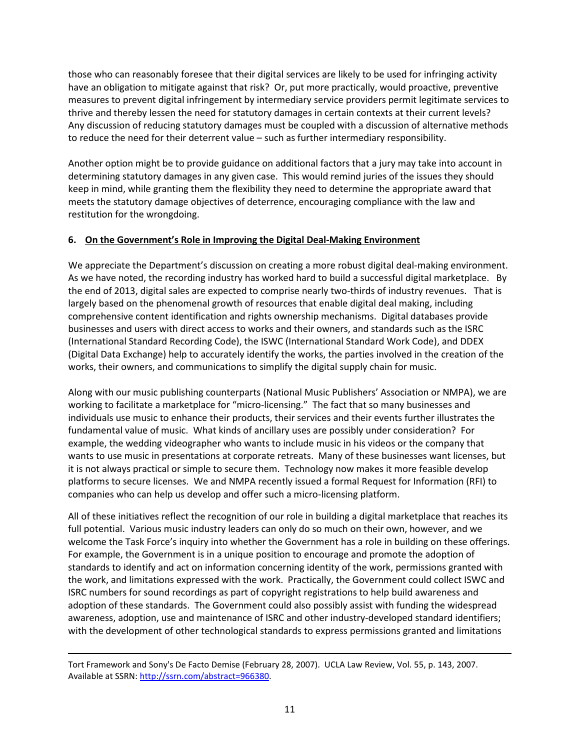those who can reasonably foresee that their digital services are likely to be used for infringing activity have an obligation to mitigate against that risk? Or, put more practically, would proactive, preventive measures to prevent digital infringement by intermediary service providers permit legitimate services to thrive and thereby lessen the need for statutory damages in certain contexts at their current levels? Any discussion of reducing statutory damages must be coupled with a discussion of alternative methods to reduce the need for their deterrent value – such as further intermediary responsibility.

Another option might be to provide guidance on additional factors that a jury may take into account in determining statutory damages in any given case. This would remind juries of the issues they should keep in mind, while granting them the flexibility they need to determine the appropriate award that meets the statutory damage objectives of deterrence, encouraging compliance with the law and restitution for the wrongdoing.

### 6. On the Government's Role in Improving the Digital Deal-Making Environment

We appreciate the Department's discussion on creating a more robust digital deal-making environment. As we have noted, the recording industry has worked hard to build a successful digital marketplace. By the end of 2013, digital sales are expected to comprise nearly two-thirds of industry revenues. That is largely based on the phenomenal growth of resources that enable digital deal making, including comprehensive content identification and rights ownership mechanisms. Digital databases provide businesses and users with direct access to works and their owners, and standards such as the ISRC (International Standard Recording Code), the ISWC (International Standard Work Code), and DDEX (Digital Data Exchange) help to accurately identify the works, the parties involved in the creation of the works, their owners, and communications to simplify the digital supply chain for music.

Along with our music publishing counterparts (National Music Publishers' Association or NMPA), we are working to facilitate a marketplace for "micro-licensing." The fact that so many businesses and individuals use music to enhance their products, their services and their events further illustrates the fundamental value of music. What kinds of ancillary uses are possibly under consideration? For example, the wedding videographer who wants to include music in his videos or the company that wants to use music in presentations at corporate retreats. Many of these businesses want licenses, but it is not always practical or simple to secure them. Technology now makes it more feasible develop platforms to secure licenses. We and NMPA recently issued a formal Request for Information (RFI) to companies who can help us develop and offer such a micro-licensing platform.

All of these initiatives reflect the recognition of our role in building a digital marketplace that reaches its full potential. Various music industry leaders can only do so much on their own, however, and we welcome the Task Force's inquiry into whether the Government has a role in building on these offerings. For example, the Government is in a unique position to encourage and promote the adoption of standards to identify and act on information concerning identity of the work, permissions granted with the work, and limitations expressed with the work. Practically, the Government could collect ISWC and ISRC numbers for sound recordings as part of copyright registrations to help build awareness and adoption of these standards. The Government could also possibly assist with funding the widespread awareness, adoption, use and maintenance of ISRC and other industry-developed standard identifiers; with the development of other technological standards to express permissions granted and limitations

---

Tort Framework and Sony's De Facto Demise (February 28, 2007). UCLA Law Review, Vol. 55, p. 143, 2007. Available at SSRN: http://ssrn.com/abstract=966380.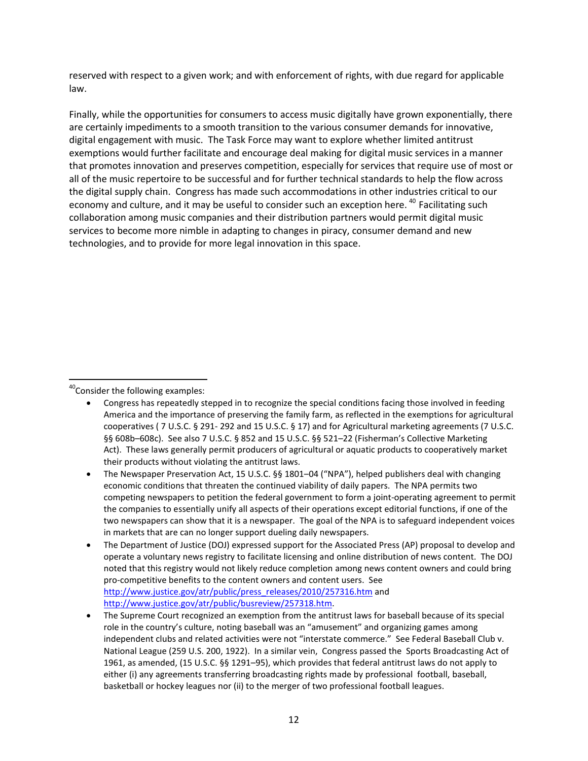reserved with respect to a given work; and with enforcement of rights, with due regard for applicable law.

Finally, while the opportunities for consumers to access music digitally have grown exponentially, there are certainly impediments to a smooth transition to the various consumer demands for innovative, digital engagement with music. The Task Force may want to explore whether limited antitrust exemptions would further facilitate and encourage deal making for digital music services in a manner that promotes innovation and preserves competition, especially for services that require use of most or all of the music repertoire to be successful and for further technical standards to help the flow across the digital supply chain. Congress has made such accommodations in other industries critical to our economy and culture, and it may be useful to consider such an exception here. [40] Facilitating such collaboration among music companies and their distribution partners would permit digital music services to become more nimble in adapting to changes in piracy, consumer demand and new technologies, and to provide for more legal innovation in this space.

---

[40] Consider the following examples:

- Congress has repeatedly stepped in to recognize the special conditions facing those involved in feeding America and the importance of preserving the family farm, as reflected in the exemptions for agricultural cooperatives ( 7 U.S.C. § 291- 292 and 15 U.S.C. § 17) and for Agricultural marketing agreements (7 U.S.C. §§ 608b–608c). See also 7 U.S.C. § 852 and 15 U.S.C. §§ 521–22 (Fisherman's Collective Marketing Act). These laws generally permit producers of agricultural or aquatic products to cooperatively market their products without violating the antitrust laws.
- The Newspaper Preservation Act, 15 U.S.C. §§ 1801–04 ("NPA"), helped publishers deal with changing economic conditions that threaten the continued viability of daily papers. The NPA permits two competing newspapers to petition the federal government to form a joint-operating agreement to permit the companies to essentially unify all aspects of their operations except editorial functions, if one of the two newspapers can show that it is a newspaper. The goal of the NPA is to safeguard independent voices in markets that are can no longer support dueling daily newspapers.
- The Department of Justice (DOJ) expressed support for the Associated Press (AP) proposal to develop and operate a voluntary news registry to facilitate licensing and online distribution of news content. The DOJ noted that this registry would not likely reduce completion among news content owners and could bring pro-competitive benefits to the content owners and content users. See http://www.justice.gov/atr/public/press_releases/2010/257316.htm and http://www.justice.gov/atr/public/busreview/257318.htm.
- The Supreme Court recognized an exemption from the antitrust laws for baseball because of its special role in the country's culture, noting baseball was an "amusement" and organizing games among independent clubs and related activities were not "interstate commerce." See Federal Baseball Club v. National League (259 U.S. 200, 1922). In a similar vein, Congress passed the Sports Broadcasting Act of 1961, as amended, (15 U.S.C. §§ 1291–95), which provides that federal antitrust laws do not apply to either (i) any agreements transferring broadcasting rights made by professional football, baseball, basketball or hockey leagues nor (ii) to the merger of two professional football leagues.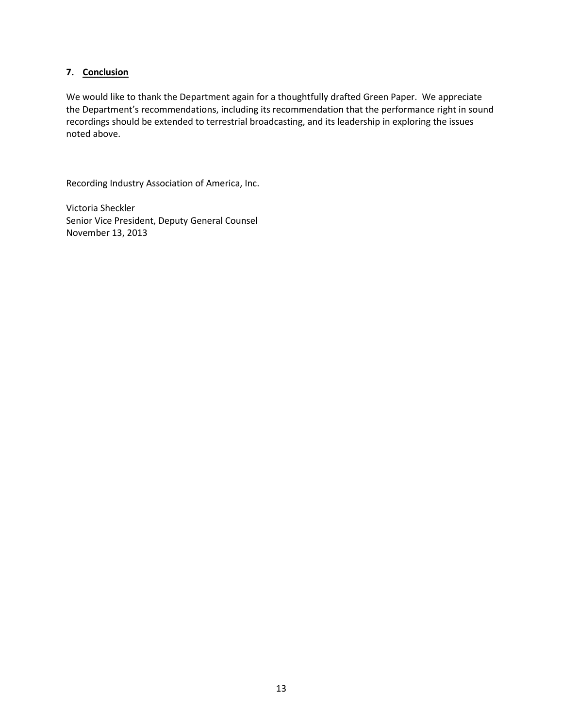## 7. <u>Conclusion</u>

We would like to thank the Department again for a thoughtfully drafted Green Paper. We appreciate the Department's recommendations, including its recommendation that the performance right in sound recordings should be extended to terrestrial broadcasting, and its leadership in exploring the issues noted above.

Recording Industry Association of America, Inc.

Victoria Sheckler
Senior Vice President, Deputy General Counsel
November 13, 2013